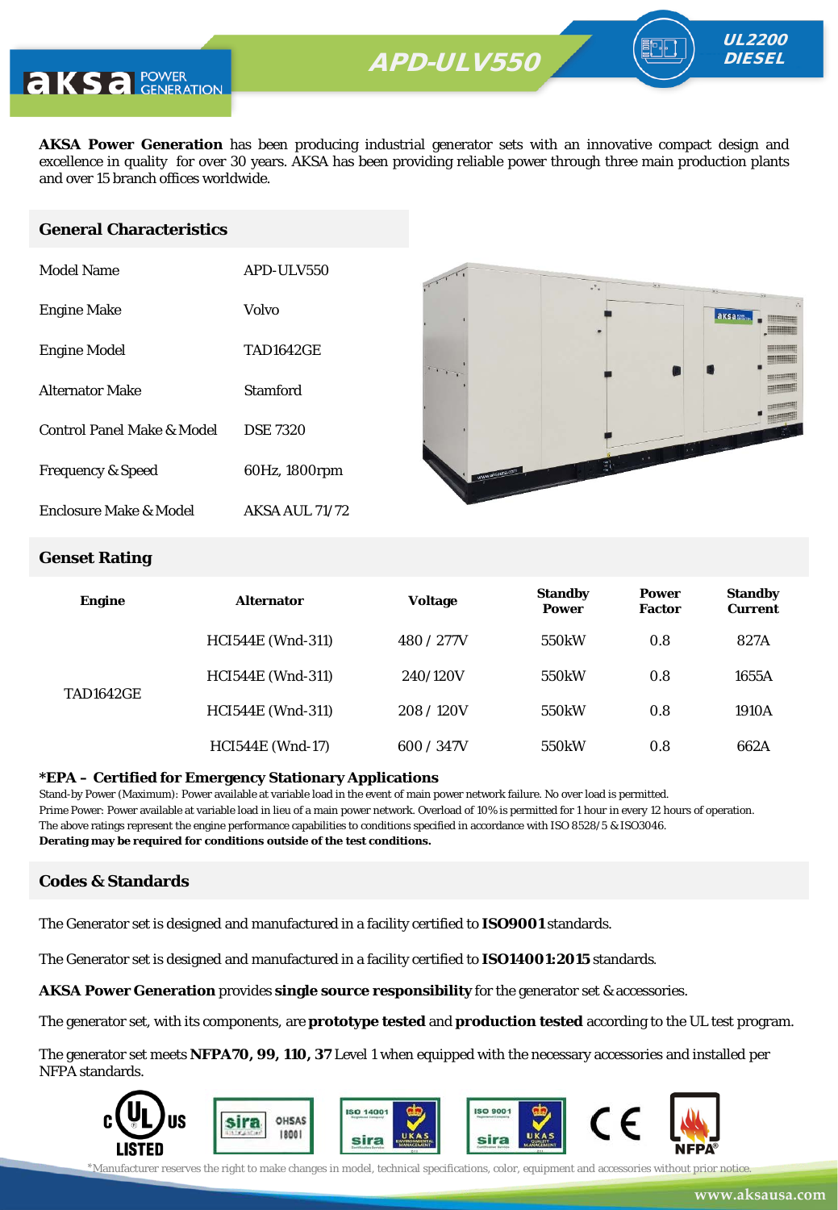# APD-ULV550

**UL2200 DIESEL**

**AKSA Power Generation** has been producing industrial generator sets with an innovative compact design and excellence in quality for over 30 years. AKSA has been providing reliable power through three main production plants and over 15 branch offices worldwide.

## General Characteristics

| | |
|---|---|
| Model Name | APD-ULV550 |
| Engine Make | Volvo |
| Engine Model | TAD1642GE |
| Alternator Make | Stamford |
| Control Panel Make & Model | DSE 7320 |
| Frequency & Speed | 60Hz, 1800rpm |
| Enclosure Make & Model | AKSA AUL 71/72 |

## Genset Rating

| Engine | Alternator | Voltage | Standby Power | Power Factor | Standby Current |
|---|---|---|---|---|---|
| TAD1642GE | HCI544E (Wnd-311) | 480 / 277V | 550kW | 0.8 | 827A |
| | HCI544E (Wnd-311) | 240/120V | 550kW | 0.8 | 1655A |
| | HCI544E (Wnd-311) | 208 / 120V | 550kW | 0.8 | 1910A |
| | HCI544E (Wnd-17) | 600 / 347V | 550kW | 0.8 | 662A |

**\*EPA – Certified for Emergency Stationary Applications**

Stand-by Power (Maximum): Power available at variable load in the event of main power network failure. No over load is permitted.
Prime Power: Power available at variable load in lieu of a main power network. Overload of 10% is permitted for 1 hour in every 12 hours of operation.
The above ratings represent the engine performance capabilities to conditions specified in accordance with ISO 8528/5 & ISO3046.
**Derating may be required for conditions outside of the test conditions.**

## Codes & Standards

The Generator set is designed and manufactured in a facility certified to **ISO9001** standards.

The Generator set is designed and manufactured in a facility certified to **ISO14001:2015** standards.

**AKSA Power Generation** provides **single source responsibility** for the generator set & accessories.

The generator set, with its components, are **prototype tested** and **production tested** according to the UL test program.

The generator set meets **NFPA70, 99, 110, 37** Level 1 when equipped with the necessary accessories and installed per NFPA standards.

*Manufacturer reserves the right to make changes in model, technical specifications, color, equipment and accessories without prior notice.

www.aksausa.com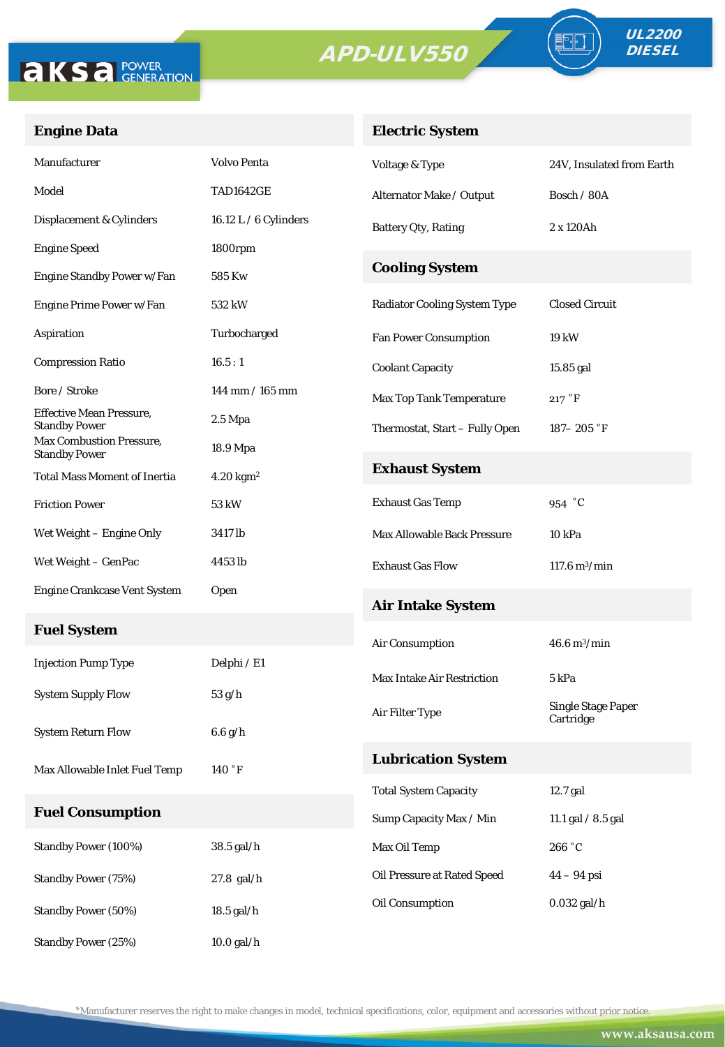aksa POWER GENERATION

APD-ULV550

UL2200 DIESEL

## Engine Data

| Engine Data | |
|---|---|
| Manufacturer | Volvo Penta |
| Model | TAD1642GE |
| Displacement & Cylinders | 16.12 L / 6 Cylinders |
| Engine Speed | 1800rpm |
| Engine Standby Power w/Fan | 585 Kw |
| Engine Prime Power w/Fan | 532 kW |
| Aspiration | Turbocharged |
| Compression Ratio | 16.5 : 1 |
| Bore / Stroke | 144 mm / 165 mm |
| Effective Mean Pressure, Standby Power | 2.5 Mpa |
| Max Combustion Pressure, Standby Power | 18.9 Mpa |
| Total Mass Moment of Inertia | 4.20 $kgm^2$ |
| Friction Power | 53 kW |
| Wet Weight – Engine Only | 3417 lb |
| Wet Weight – GenPac | 4453 lb |
| Engine Crankcase Vent System | Open |

## Fuel System

| Fuel System | |
|---|---|
| Injection Pump Type | Delphi / E1 |
| System Supply Flow | 53 g/h |
| System Return Flow | 6.6 g/h |
| Max Allowable Inlet Fuel Temp | 140 ˚F |

## Fuel Consumption

| Fuel Consumption | |
|---|---|
| Standby Power (100%) | 38.5 gal/h |
| Standby Power (75%) | 27.8 gal/h |
| Standby Power (50%) | 18.5 gal/h |
| Standby Power (25%) | 10.0 gal/h |

## Electric System

| Electric System | |
|---|---|
| Voltage & Type | 24V, Insulated from Earth |
| Alternator Make / Output | Bosch / 80A |
| Battery Qty, Rating | 2 x 120Ah |

## Cooling System

| Cooling System | |
|---|---|
| Radiator Cooling System Type | Closed Circuit |
| Fan Power Consumption | 19 kW |
| Coolant Capacity | 15.85 gal |
| Max Top Tank Temperature | 217 ˚F |
| Thermostat, Start – Fully Open | 187– 205 ˚F |

## Exhaust System

| Exhaust System | |
|---|---|
| Exhaust Gas Temp | 954 ˚C |
| Max Allowable Back Pressure | 10 kPa |
| Exhaust Gas Flow | 117.6 $m^3$/min |

## Air Intake System

| Air Intake System | |
|---|---|
| Air Consumption | 46.6 $m^3$/min |
| Max Intake Air Restriction | 5 kPa |
| Air Filter Type | Single Stage Paper Cartridge |

## Lubrication System

| Lubrication System | |
|---|---|
| Total System Capacity | 12.7 gal |
| Sump Capacity Max / Min | 11.1 gal / 8.5 gal |
| Max Oil Temp | 266 ˚C |
| Oil Pressure at Rated Speed | 44 – 94 psi |
| Oil Consumption | 0.032 gal/h |

*Manufacturer reserves the right to make changes in model, technical specifications, color, equipment and accessories without prior notice.

www.aksausa.com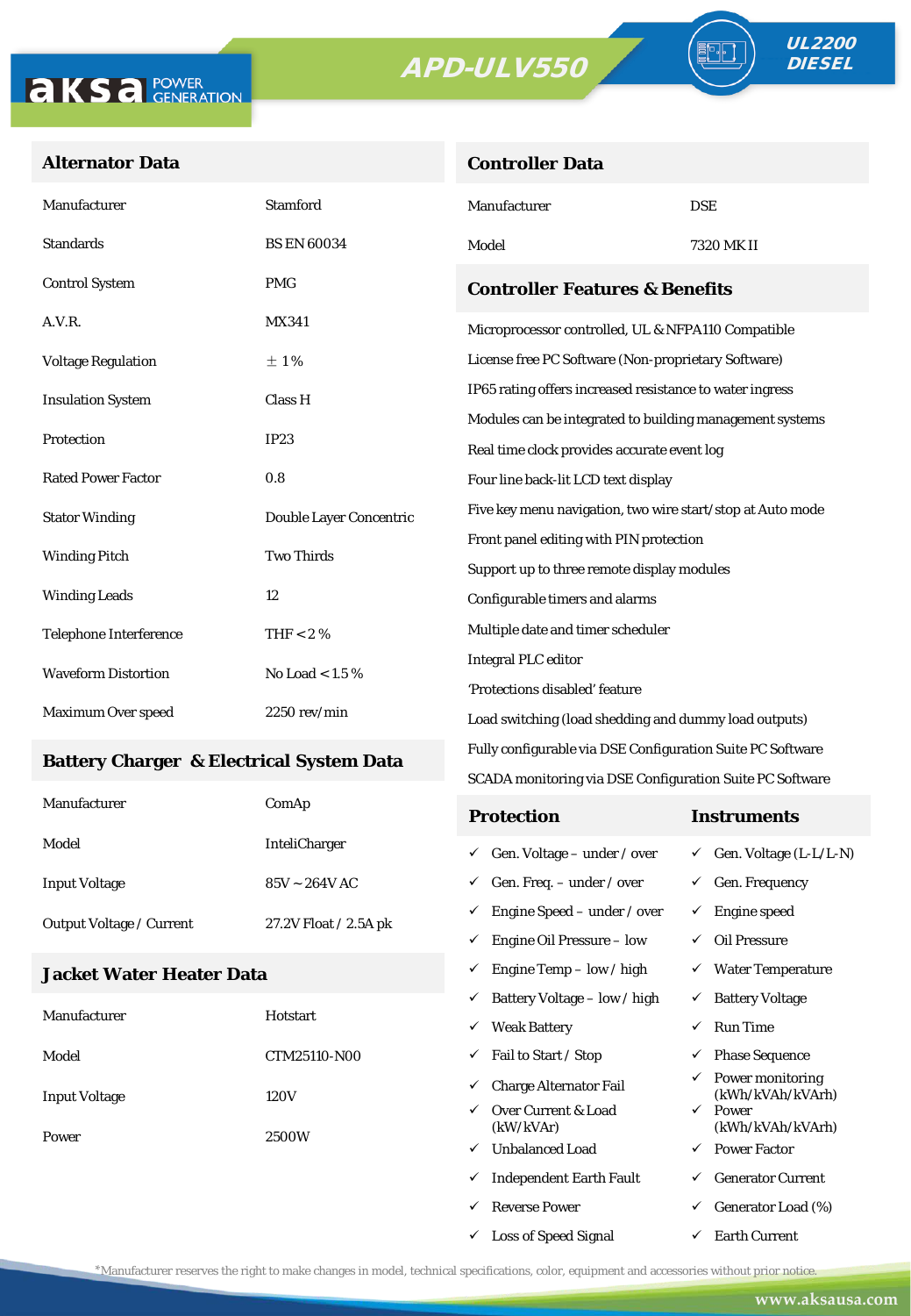**aksa** POWER GENERATION

**APD-ULV550**

**UL2200 DIESEL**

## Alternator Data

| | |
|---|---|
| Manufacturer | Stamford |
| Standards | BS EN 60034 |
| Control System | PMG |
| A.V.R. | MX341 |
| Voltage Regulation | ± 1 % |
| Insulation System | Class H |
| Protection | IP23 |
| Rated Power Factor | 0.8 |
| Stator Winding | Double Layer Concentric |
| Winding Pitch | Two Thirds |
| Winding Leads | 12 |
| Telephone Interference | THF < 2 % |
| Waveform Distortion | No Load < 1.5 % |
| Maximum Over speed | 2250 rev/min |

## Battery Charger & Electrical System Data

| | |
|---|---|
| Manufacturer | ComAp |
| Model | InteliCharger |
| Input Voltage | 85V ~ 264V AC |
| Output Voltage / Current | 27.2V Float / 2.5A pk |

## Jacket Water Heater Data

| | |
|---|---|
| Manufacturer | Hotstart |
| Model | CTM25110-N00 |
| Input Voltage | 120V |
| Power | 2500W |

## Controller Data

| | |
|---|---|
| Manufacturer | DSE |
| Model | 7320 MK II |

## Controller Features & Benefits

- Microprocessor controlled, UL & NFPA110 Compatible
- License free PC Software (Non-proprietary Software)
- IP65 rating offers increased resistance to water ingress
- Modules can be integrated to building management systems
- Real time clock provides accurate event log
- Four line back-lit LCD text display
- Five key menu navigation, two wire start/stop at Auto mode
- Front panel editing with PIN protection
- Support up to three remote display modules
- Configurable timers and alarms
- Multiple date and timer scheduler
- Integral PLC editor
- 'Protections disabled' feature
- Load switching (load shedding and dummy load outputs)
- Fully configurable via DSE Configuration Suite PC Software
- SCADA monitoring via DSE Configuration Suite PC Software

| Protection | Instruments |
|---|---|
| ✓ Gen. Voltage – under / over | ✓ Gen. Voltage (L-L/L-N) |
| ✓ Gen. Freq. – under / over | ✓ Gen. Frequency |
| ✓ Engine Speed – under / over | ✓ Engine speed |
| ✓ Engine Oil Pressure – low | ✓ Oil Pressure |
| ✓ Engine Temp – low / high | ✓ Water Temperature |
| ✓ Battery Voltage – low / high | ✓ Battery Voltage |
| ✓ Weak Battery | ✓ Run Time |
| ✓ Fail to Start / Stop | ✓ Phase Sequence |
| ✓ Charge Alternator Fail | ✓ Power monitoring (kWh/kVAh/kVArh) |
| ✓ Over Current & Load (kW/kVAr) | ✓ Power (kWh/kVAh/kVArh) |
| ✓ Unbalanced Load | ✓ Power Factor |
| ✓ Independent Earth Fault | ✓ Generator Current |
| ✓ Reverse Power | ✓ Generator Load (%) |
| ✓ Loss of Speed Signal | ✓ Earth Current |

*Manufacturer reserves the right to make changes in model, technical specifications, color, equipment and accessories without prior notice.

www.aksausa.com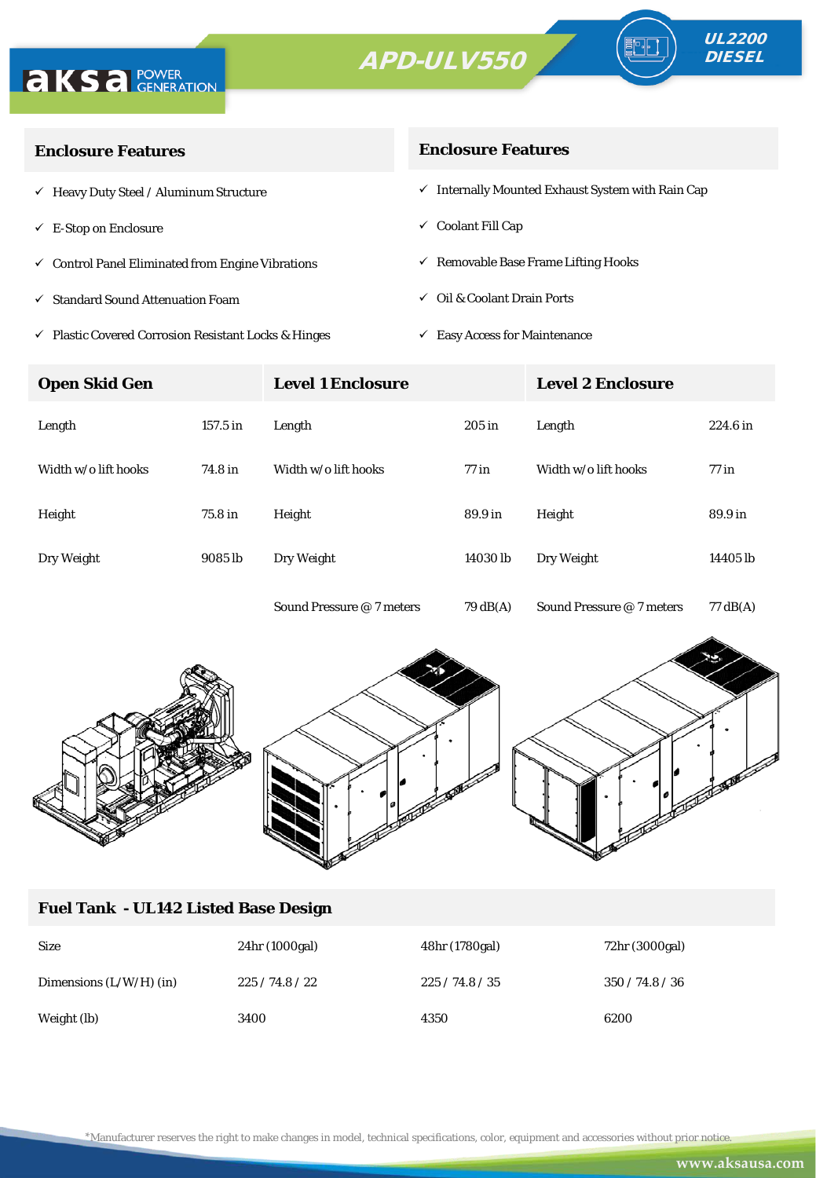aksa POWER GENERATION

# APD-ULV550

UL2200 DIESEL

## Enclosure Features

- ✓ Heavy Duty Steel / Aluminum Structure
- ✓ E-Stop on Enclosure
- ✓ Control Panel Eliminated from Engine Vibrations
- ✓ Standard Sound Attenuation Foam
- ✓ Plastic Covered Corrosion Resistant Locks & Hinges

## Enclosure Features

- ✓ Internally Mounted Exhaust System with Rain Cap
- ✓ Coolant Fill Cap
- ✓ Removable Base Frame Lifting Hooks
- ✓ Oil & Coolant Drain Ports
- ✓ Easy Access for Maintenance

| Open Skid Gen | | Level 1 Enclosure | | Level 2 Enclosure | |
|---|---|---|---|---|---|
| Length | 157.5 in | Length | 205 in | Length | 224.6 in |
| Width w/o lift hooks | 74.8 in | Width w/o lift hooks | 77 in | Width w/o lift hooks | 77 in |
| Height | 75.8 in | Height | 89.9 in | Height | 89.9 in |
| Dry Weight | 9085 lb | Dry Weight | 14030 lb | Dry Weight | 14405 lb |
| | | Sound Pressure @ 7 meters | 79 dB(A) | Sound Pressure @ 7 meters | 77 dB(A) |

## Fuel Tank - UL142 Listed Base Design

| Size | 24hr (1000gal) | 48hr (1780gal) | 72hr (3000gal) |
|---|---|---|---|
| Dimensions (L/W/H) (in) | 225 / 74.8 / 22 | 225 / 74.8 / 35 | 350 / 74.8 / 36 |
| Weight (lb) | 3400 | 4350 | 6200 |

*Manufacturer reserves the right to make changes in model, technical specifications, color, equipment and accessories without prior notice.

www.aksausa.com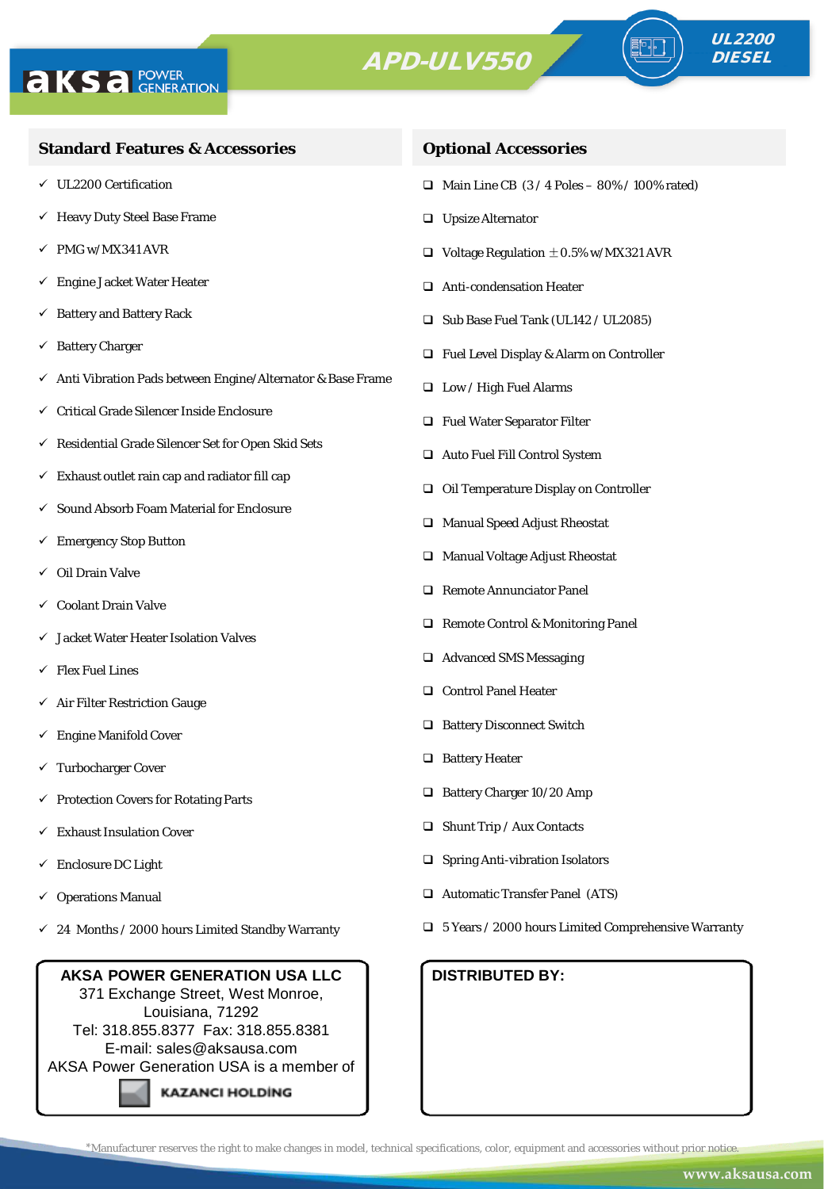aksa POWER GENERATION

APD-ULV550

UL2200 DIESEL

## Standard Features & Accessories

- ✓ UL2200 Certification
- ✓ Heavy Duty Steel Base Frame
- ✓ PMG w/MX341 AVR
- ✓ Engine Jacket Water Heater
- ✓ Battery and Battery Rack
- ✓ Battery Charger
- ✓ Anti Vibration Pads between Engine/Alternator & Base Frame
- ✓ Critical Grade Silencer Inside Enclosure
- ✓ Residential Grade Silencer Set for Open Skid Sets
- ✓ Exhaust outlet rain cap and radiator fill cap
- ✓ Sound Absorb Foam Material for Enclosure
- ✓ Emergency Stop Button
- ✓ Oil Drain Valve
- ✓ Coolant Drain Valve
- ✓ Jacket Water Heater Isolation Valves
- ✓ Flex Fuel Lines
- ✓ Air Filter Restriction Gauge
- ✓ Engine Manifold Cover
- ✓ Turbocharger Cover
- ✓ Protection Covers for Rotating Parts
- ✓ Exhaust Insulation Cover
- ✓ Enclosure DC Light
- ✓ Operations Manual
- ✓ 24 Months / 2000 hours Limited Standby Warranty

## Optional Accessories

- ❑ Main Line CB (3 / 4 Poles – 80% / 100% rated)
- ❑ Upsize Alternator
- ❑ Voltage Regulation ±0.5% w/MX321 AVR
- ❑ Anti-condensation Heater
- ❑ Sub Base Fuel Tank (UL142 / UL2085)
- ❑ Fuel Level Display & Alarm on Controller
- ❑ Low / High Fuel Alarms
- ❑ Fuel Water Separator Filter
- ❑ Auto Fuel Fill Control System
- ❑ Oil Temperature Display on Controller
- ❑ Manual Speed Adjust Rheostat
- ❑ Manual Voltage Adjust Rheostat
- ❑ Remote Annunciator Panel
- ❑ Remote Control & Monitoring Panel
- ❑ Advanced SMS Messaging
- ❑ Control Panel Heater
- ❑ Battery Disconnect Switch
- ❑ Battery Heater
- ❑ Battery Charger 10/20 Amp
- ❑ Shunt Trip / Aux Contacts
- ❑ Spring Anti-vibration Isolators
- ❑ Automatic Transfer Panel (ATS)
- ❑ 5 Years / 2000 hours Limited Comprehensive Warranty

**AKSA POWER GENERATION USA LLC**
371 Exchange Street, West Monroe,
Louisiana, 71292
Tel: 318.855.8377 Fax: 318.855.8381
E-mail: sales@aksausa.com
AKSA Power Generation USA is a member of
KAZANCI HOLDİNG

**DISTRIBUTED BY:**

*Manufacturer reserves the right to make changes in model, technical specifications, color, equipment and accessories without prior notice.

www.aksausa.com